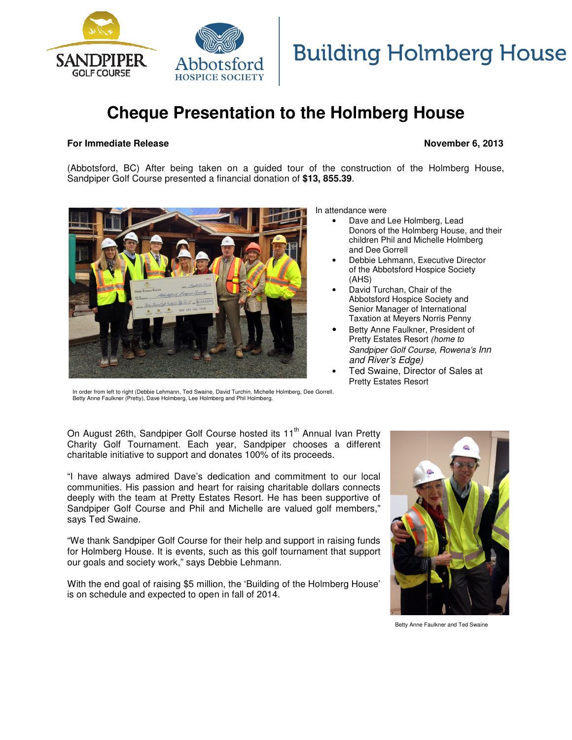Building Holmberg House

# Cheque Presentation to the Holmberg House

**For Immediate Release** **November 6, 2013**

(Abbotsford, BC) After being taken on a guided tour of the construction of the Holmberg House, Sandpiper Golf Course presented a financial donation of **$13, 855.39**.

In attendance were

- Dave and Lee Holmberg, Lead Donors of the Holmberg House, and their children Phil and Michelle Holmberg and Dee Gorrell
- Debbie Lehmann, Executive Director of the Abbotsford Hospice Society (AHS)
- David Turchan, Chair of the Abbotsford Hospice Society and Senior Manager of International Taxation at Meyers Norris Penny
- Betty Anne Faulkner, President of Pretty Estates Resort *(home to Sandpiper Golf Course, Rowena's Inn and River's Edge)*
- Ted Swaine, Director of Sales at Pretty Estates Resort

In order from left to right (Debbie Lehmann, Ted Swaine, David Turchin, Michelle Holmberg, Dee Gorrell, Betty Anne Faulkner (Pretty), Dave Holmberg, Lee Holmberg and Phil Holmberg.

On August 26th, Sandpiper Golf Course hosted its 11th Annual Ivan Pretty Charity Golf Tournament. Each year, Sandpiper chooses a different charitable initiative to support and donates 100% of its proceeds.

"I have always admired Dave's dedication and commitment to our local communities. His passion and heart for raising charitable dollars connects deeply with the team at Pretty Estates Resort. He has been supportive of Sandpiper Golf Course and Phil and Michelle are valued golf members," says Ted Swaine.

"We thank Sandpiper Golf Course for their help and support in raising funds for Holmberg House. It is events, such as this golf tournament that support our goals and society work," says Debbie Lehmann.

With the end goal of raising $5 million, the 'Building of the Holmberg House' is on schedule and expected to open in fall of 2014.

Betty Anne Faulkner and Ted Swaine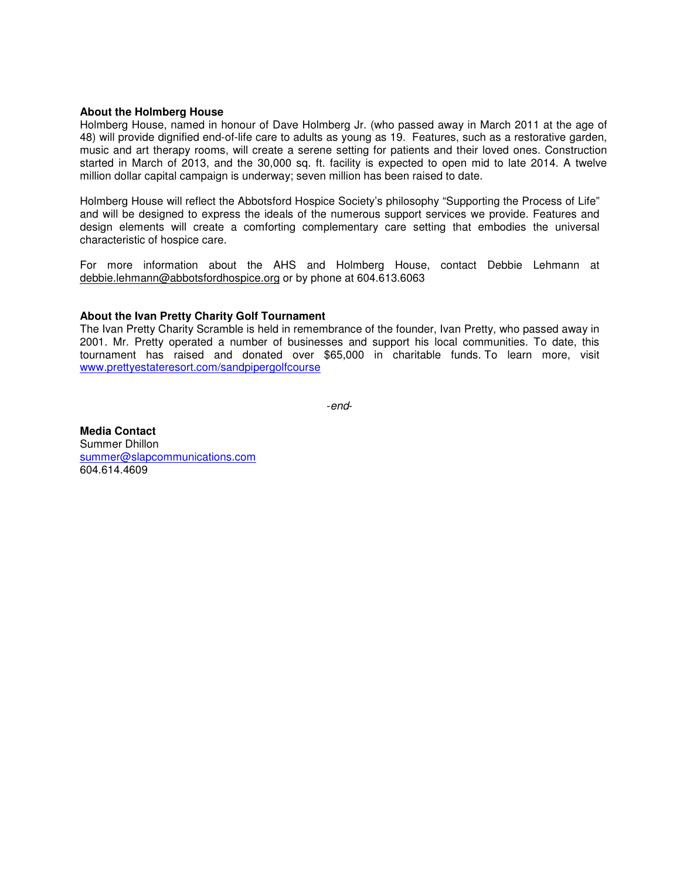**About the Holmberg House**
Holmberg House, named in honour of Dave Holmberg Jr. (who passed away in March 2011 at the age of 48) will provide dignified end-of-life care to adults as young as 19. Features, such as a restorative garden, music and art therapy rooms, will create a serene setting for patients and their loved ones. Construction started in March of 2013, and the 30,000 sq. ft. facility is expected to open mid to late 2014. A twelve million dollar capital campaign is underway; seven million has been raised to date.

Holmberg House will reflect the Abbotsford Hospice Society's philosophy "Supporting the Process of Life" and will be designed to express the ideals of the numerous support services we provide. Features and design elements will create a comforting complementary care setting that embodies the universal characteristic of hospice care.

For more information about the AHS and Holmberg House, contact Debbie Lehmann at debbie.lehmann@abbotsfordhospice.org or by phone at 604.613.6063

**About the Ivan Pretty Charity Golf Tournament**
The Ivan Pretty Charity Scramble is held in remembrance of the founder, Ivan Pretty, who passed away in 2001. Mr. Pretty operated a number of businesses and support his local communities. To date, this tournament has raised and donated over $65,000 in charitable funds. To learn more, visit www.prettyestateresort.com/sandpipergolfcourse

*-end-*

**Media Contact**
Summer Dhillon
summer@slapcommunications.com
604.614.4609